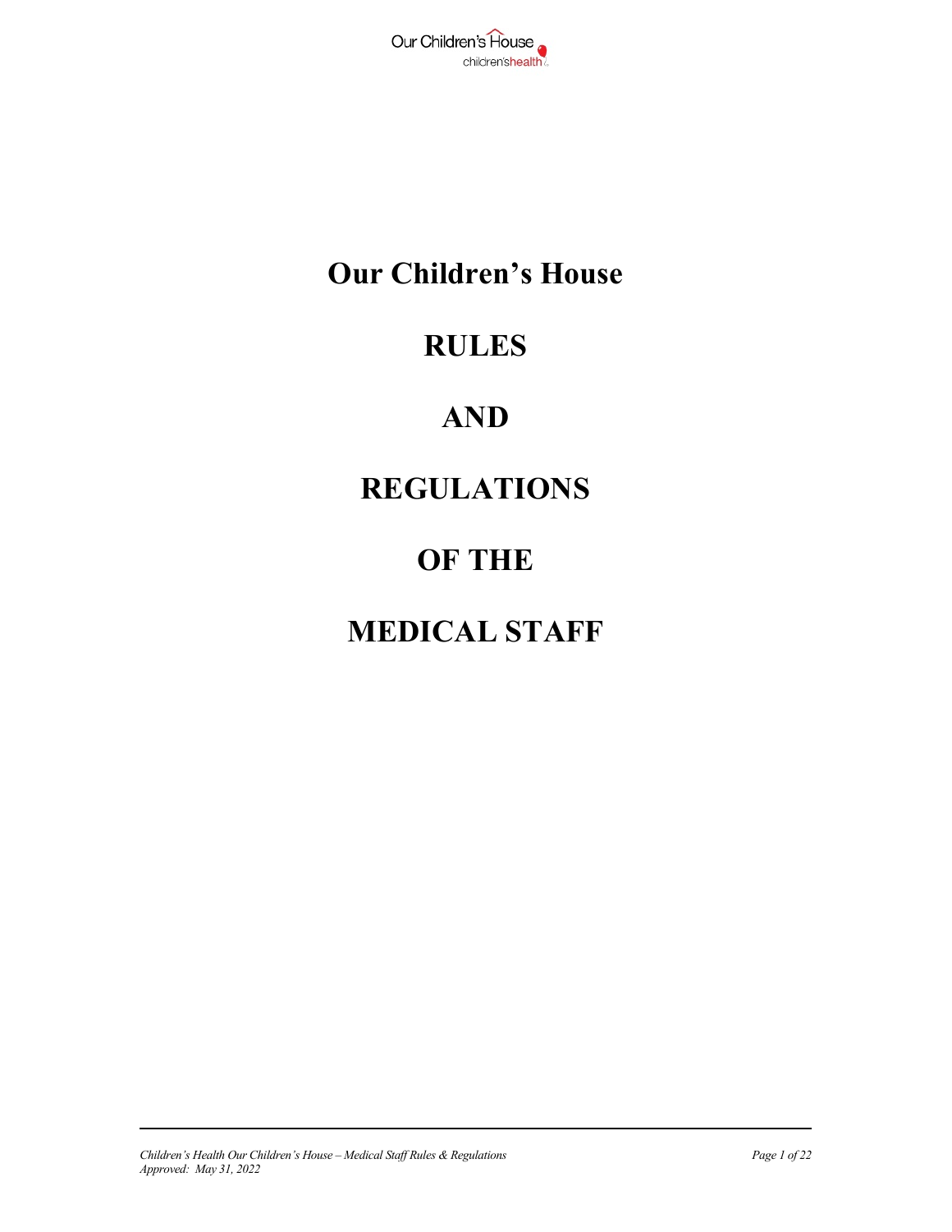# Our Children's House

# RULES

# AND

# REGULATIONS

# OF THE

# MEDICAL STAFF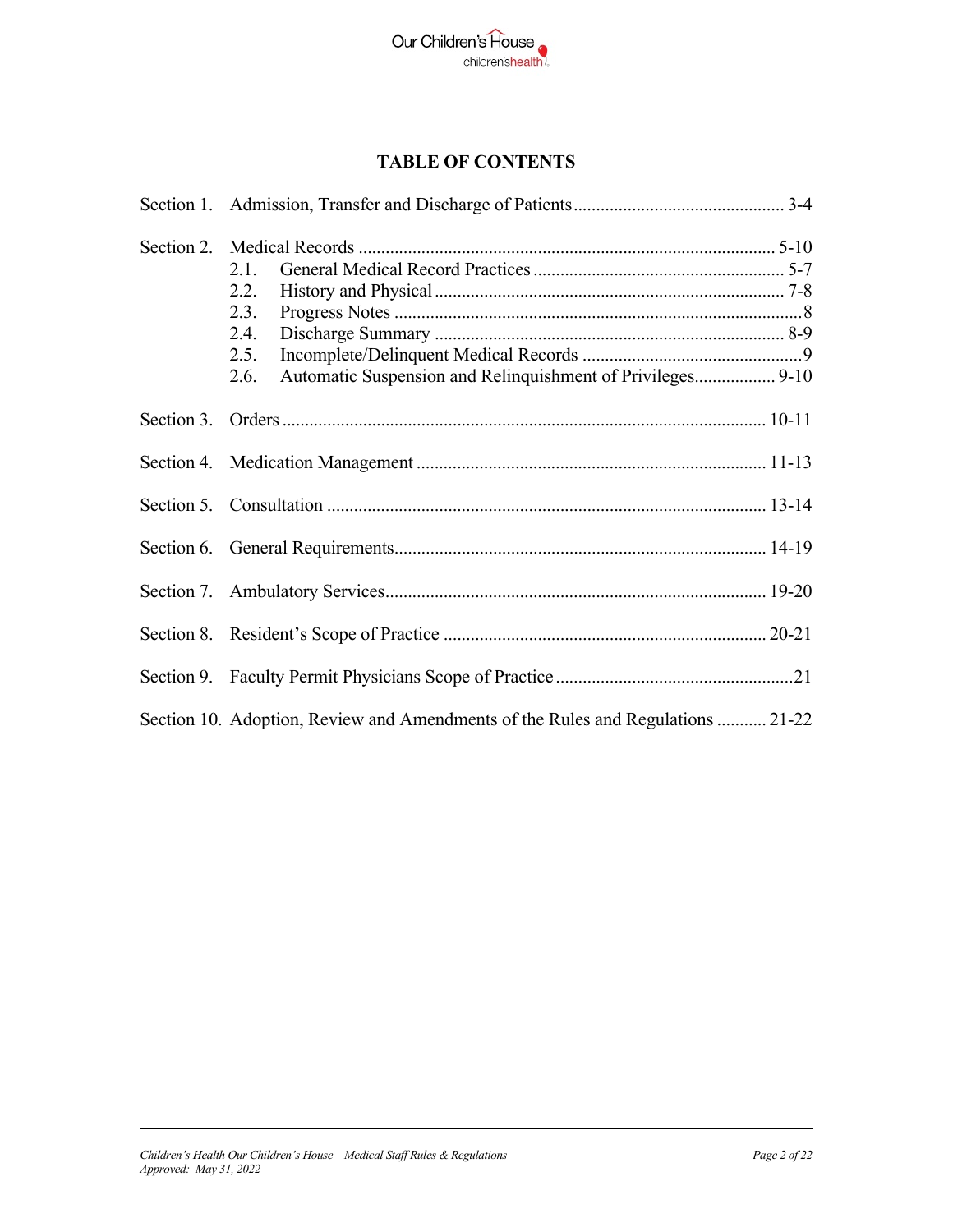# TABLE OF CONTENTS

Section 1. Admission, Transfer and Discharge of Patients ............................................. 3-4

Section 2. Medical Records ........................................................................................... 5-10

- 2.1. General Medical Record Practices ....................................................... 5-7
- 2.2. History and Physical ............................................................................ 7-8
- 2.3. Progress Notes .........................................................................................8
- 2.4. Discharge Summary ............................................................................ 8-9
- 2.5. Incomplete/Delinquent Medical Records ................................................9
- 2.6. Automatic Suspension and Relinquishment of Privileges................. 9-10

Section 3. Orders .......................................................................................................... 10-11

Section 4. Medication Management ............................................................................ 11-13

Section 5. Consultation ................................................................................................ 13-14

Section 6. General Requirements................................................................................. 14-19

Section 7. Ambulatory Services................................................................................... 19-20

Section 8. Resident's Scope of Practice ...................................................................... 20-21

Section 9. Faculty Permit Physicians Scope of Practice ....................................................21

Section 10. Adoption, Review and Amendments of the Rules and Regulations ........... 21-22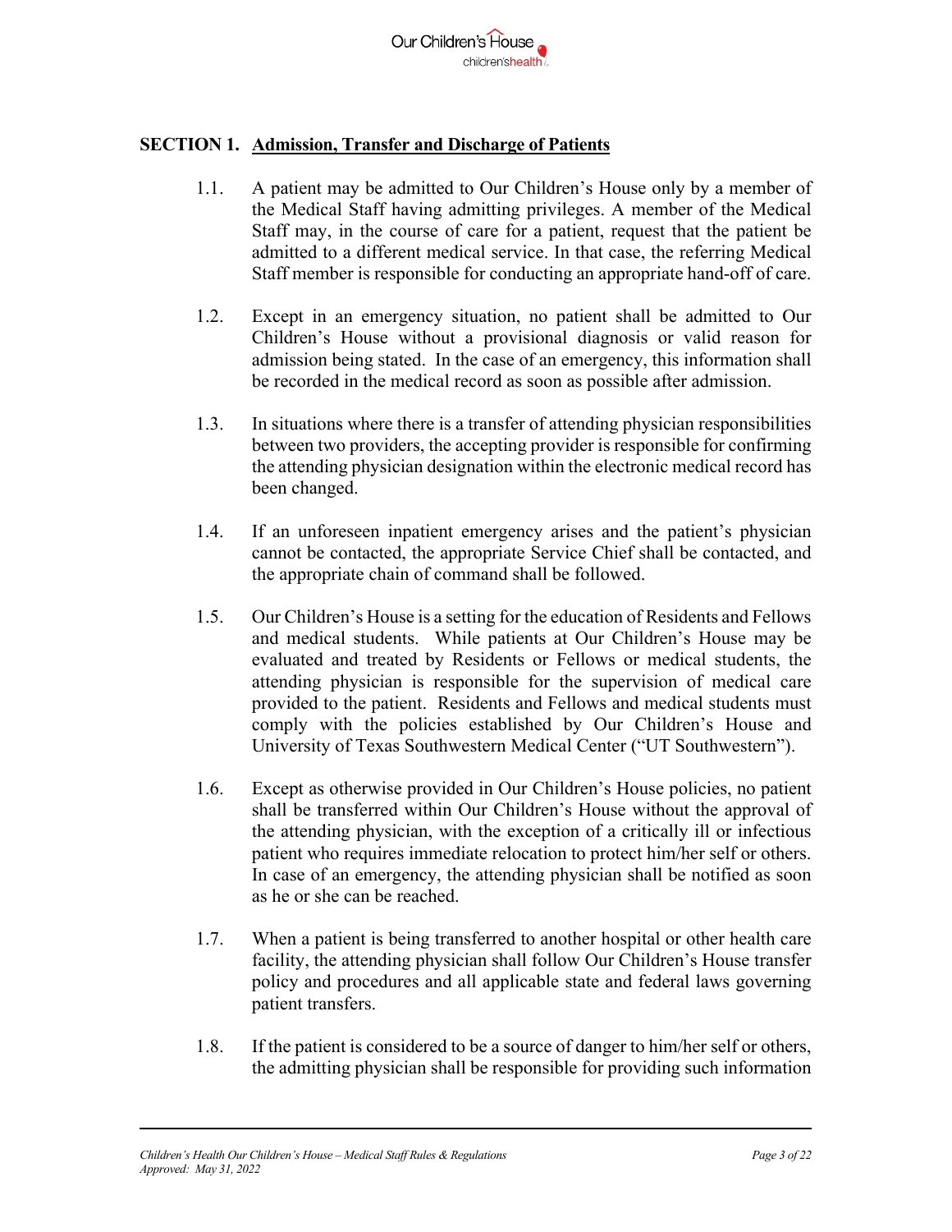## SECTION 1. Admission, Transfer and Discharge of Patients

1.1. A patient may be admitted to Our Children's House only by a member of the Medical Staff having admitting privileges. A member of the Medical Staff may, in the course of care for a patient, request that the patient be admitted to a different medical service. In that case, the referring Medical Staff member is responsible for conducting an appropriate hand-off of care.

1.2. Except in an emergency situation, no patient shall be admitted to Our Children's House without a provisional diagnosis or valid reason for admission being stated. In the case of an emergency, this information shall be recorded in the medical record as soon as possible after admission.

1.3. In situations where there is a transfer of attending physician responsibilities between two providers, the accepting provider is responsible for confirming the attending physician designation within the electronic medical record has been changed.

1.4. If an unforeseen inpatient emergency arises and the patient's physician cannot be contacted, the appropriate Service Chief shall be contacted, and the appropriate chain of command shall be followed.

1.5. Our Children's House is a setting for the education of Residents and Fellows and medical students. While patients at Our Children's House may be evaluated and treated by Residents or Fellows or medical students, the attending physician is responsible for the supervision of medical care provided to the patient. Residents and Fellows and medical students must comply with the policies established by Our Children's House and University of Texas Southwestern Medical Center ("UT Southwestern").

1.6. Except as otherwise provided in Our Children's House policies, no patient shall be transferred within Our Children's House without the approval of the attending physician, with the exception of a critically ill or infectious patient who requires immediate relocation to protect him/her self or others. In case of an emergency, the attending physician shall be notified as soon as he or she can be reached.

1.7. When a patient is being transferred to another hospital or other health care facility, the attending physician shall follow Our Children's House transfer policy and procedures and all applicable state and federal laws governing patient transfers.

1.8. If the patient is considered to be a source of danger to him/her self or others, the admitting physician shall be responsible for providing such information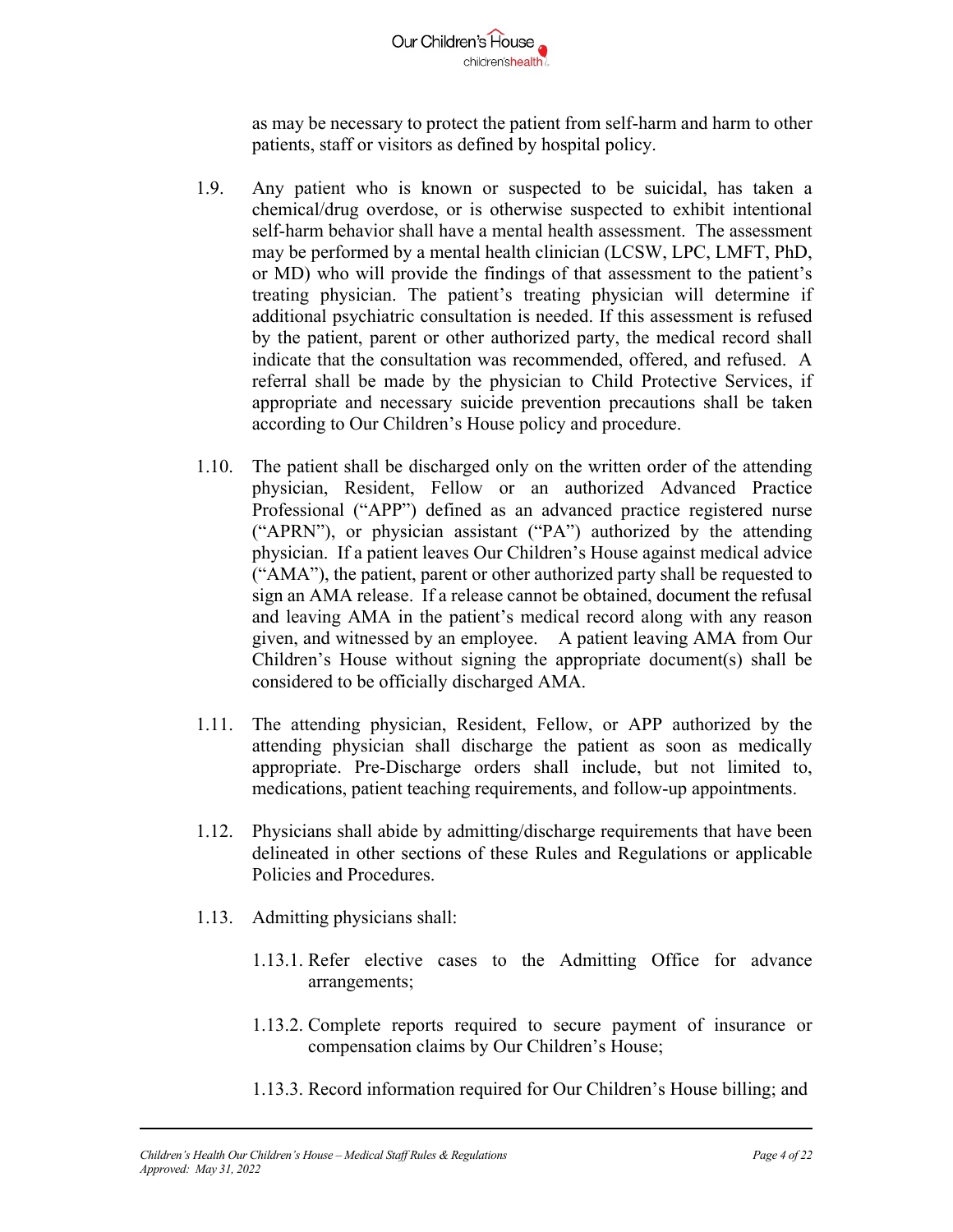as may be necessary to protect the patient from self-harm and harm to other patients, staff or visitors as defined by hospital policy.

1.9. Any patient who is known or suspected to be suicidal, has taken a chemical/drug overdose, or is otherwise suspected to exhibit intentional self-harm behavior shall have a mental health assessment. The assessment may be performed by a mental health clinician (LCSW, LPC, LMFT, PhD, or MD) who will provide the findings of that assessment to the patient's treating physician. The patient's treating physician will determine if additional psychiatric consultation is needed. If this assessment is refused by the patient, parent or other authorized party, the medical record shall indicate that the consultation was recommended, offered, and refused. A referral shall be made by the physician to Child Protective Services, if appropriate and necessary suicide prevention precautions shall be taken according to Our Children's House policy and procedure.

1.10. The patient shall be discharged only on the written order of the attending physician, Resident, Fellow or an authorized Advanced Practice Professional ("APP") defined as an advanced practice registered nurse ("APRN"), or physician assistant ("PA") authorized by the attending physician. If a patient leaves Our Children's House against medical advice ("AMA"), the patient, parent or other authorized party shall be requested to sign an AMA release. If a release cannot be obtained, document the refusal and leaving AMA in the patient's medical record along with any reason given, and witnessed by an employee. A patient leaving AMA from Our Children's House without signing the appropriate document(s) shall be considered to be officially discharged AMA.

1.11. The attending physician, Resident, Fellow, or APP authorized by the attending physician shall discharge the patient as soon as medically appropriate. Pre-Discharge orders shall include, but not limited to, medications, patient teaching requirements, and follow-up appointments.

1.12. Physicians shall abide by admitting/discharge requirements that have been delineated in other sections of these Rules and Regulations or applicable Policies and Procedures.

1.13. Admitting physicians shall:

1.13.1. Refer elective cases to the Admitting Office for advance arrangements;

1.13.2. Complete reports required to secure payment of insurance or compensation claims by Our Children's House;

1.13.3. Record information required for Our Children's House billing; and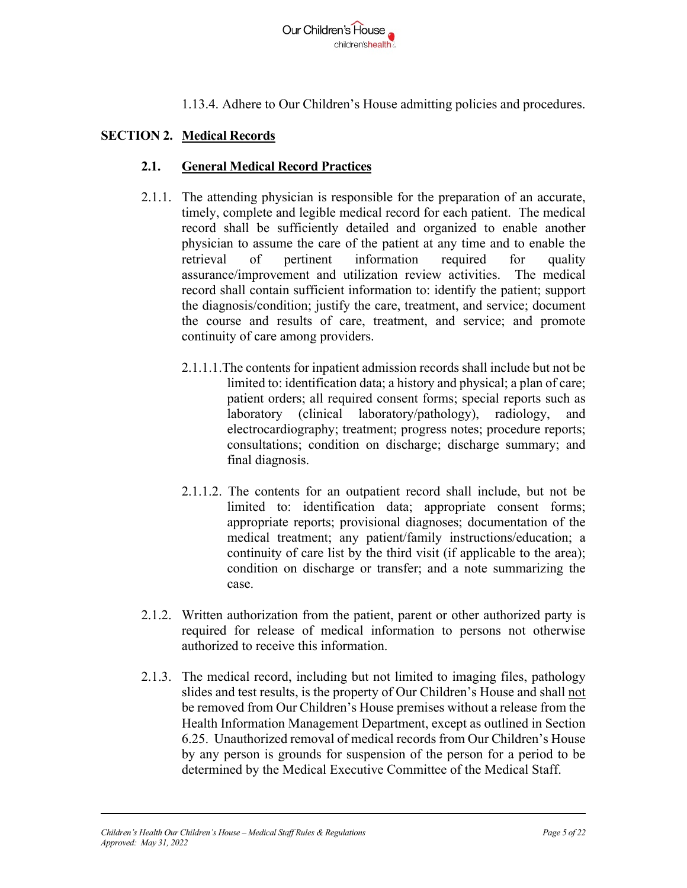1.13.4. Adhere to Our Children's House admitting policies and procedures.

## SECTION 2. Medical Records

### 2.1. General Medical Record Practices

2.1.1. The attending physician is responsible for the preparation of an accurate, timely, complete and legible medical record for each patient. The medical record shall be sufficiently detailed and organized to enable another physician to assume the care of the patient at any time and to enable the retrieval of pertinent information required for quality assurance/improvement and utilization review activities. The medical record shall contain sufficient information to: identify the patient; support the diagnosis/condition; justify the care, treatment, and service; document the course and results of care, treatment, and service; and promote continuity of care among providers.

2.1.1.1. The contents for inpatient admission records shall include but not be limited to: identification data; a history and physical; a plan of care; patient orders; all required consent forms; special reports such as laboratory (clinical laboratory/pathology), radiology, and electrocardiography; treatment; progress notes; procedure reports; consultations; condition on discharge; discharge summary; and final diagnosis.

2.1.1.2. The contents for an outpatient record shall include, but not be limited to: identification data; appropriate consent forms; appropriate reports; provisional diagnoses; documentation of the medical treatment; any patient/family instructions/education; a continuity of care list by the third visit (if applicable to the area); condition on discharge or transfer; and a note summarizing the case.

2.1.2. Written authorization from the patient, parent or other authorized party is required for release of medical information to persons not otherwise authorized to receive this information.

2.1.3. The medical record, including but not limited to imaging files, pathology slides and test results, is the property of Our Children's House and shall <u>not</u> be removed from Our Children's House premises without a release from the Health Information Management Department, except as outlined in Section 6.25. Unauthorized removal of medical records from Our Children's House by any person is grounds for suspension of the person for a period to be determined by the Medical Executive Committee of the Medical Staff.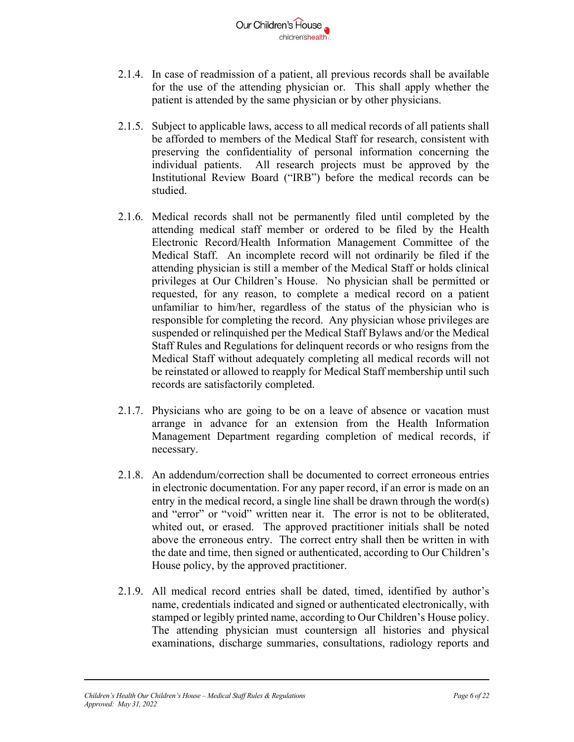2.1.4. In case of readmission of a patient, all previous records shall be available for the use of the attending physician or. This shall apply whether the patient is attended by the same physician or by other physicians.

2.1.5. Subject to applicable laws, access to all medical records of all patients shall be afforded to members of the Medical Staff for research, consistent with preserving the confidentiality of personal information concerning the individual patients. All research projects must be approved by the Institutional Review Board ("IRB") before the medical records can be studied.

2.1.6. Medical records shall not be permanently filed until completed by the attending medical staff member or ordered to be filed by the Health Electronic Record/Health Information Management Committee of the Medical Staff. An incomplete record will not ordinarily be filed if the attending physician is still a member of the Medical Staff or holds clinical privileges at Our Children's House. No physician shall be permitted or requested, for any reason, to complete a medical record on a patient unfamiliar to him/her, regardless of the status of the physician who is responsible for completing the record. Any physician whose privileges are suspended or relinquished per the Medical Staff Bylaws and/or the Medical Staff Rules and Regulations for delinquent records or who resigns from the Medical Staff without adequately completing all medical records will not be reinstated or allowed to reapply for Medical Staff membership until such records are satisfactorily completed.

2.1.7. Physicians who are going to be on a leave of absence or vacation must arrange in advance for an extension from the Health Information Management Department regarding completion of medical records, if necessary.

2.1.8. An addendum/correction shall be documented to correct erroneous entries in electronic documentation. For any paper record, if an error is made on an entry in the medical record, a single line shall be drawn through the word(s) and "error" or "void" written near it. The error is not to be obliterated, whited out, or erased. The approved practitioner initials shall be noted above the erroneous entry. The correct entry shall then be written in with the date and time, then signed or authenticated, according to Our Children's House policy, by the approved practitioner.

2.1.9. All medical record entries shall be dated, timed, identified by author's name, credentials indicated and signed or authenticated electronically, with stamped or legibly printed name, according to Our Children's House policy. The attending physician must countersign all histories and physical examinations, discharge summaries, consultations, radiology reports and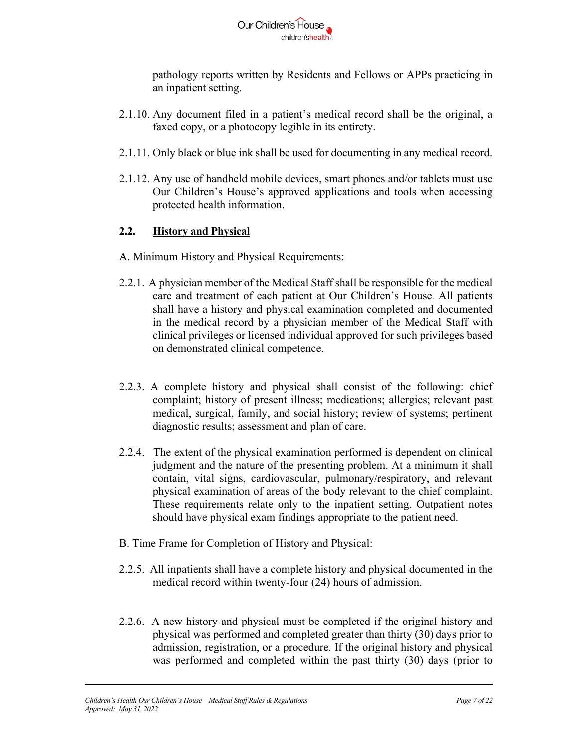pathology reports written by Residents and Fellows or APPs practicing in an inpatient setting.

2.1.10. Any document filed in a patient's medical record shall be the original, a faxed copy, or a photocopy legible in its entirety.

2.1.11. Only black or blue ink shall be used for documenting in any medical record.

2.1.12. Any use of handheld mobile devices, smart phones and/or tablets must use Our Children's House's approved applications and tools when accessing protected health information.

## 2.2. <u>History and Physical</u>

A. Minimum History and Physical Requirements:

2.2.1. A physician member of the Medical Staff shall be responsible for the medical care and treatment of each patient at Our Children's House. All patients shall have a history and physical examination completed and documented in the medical record by a physician member of the Medical Staff with clinical privileges or licensed individual approved for such privileges based on demonstrated clinical competence.

2.2.3. A complete history and physical shall consist of the following: chief complaint; history of present illness; medications; allergies; relevant past medical, surgical, family, and social history; review of systems; pertinent diagnostic results; assessment and plan of care.

2.2.4. The extent of the physical examination performed is dependent on clinical judgment and the nature of the presenting problem. At a minimum it shall contain, vital signs, cardiovascular, pulmonary/respiratory, and relevant physical examination of areas of the body relevant to the chief complaint. These requirements relate only to the inpatient setting. Outpatient notes should have physical exam findings appropriate to the patient need.

B. Time Frame for Completion of History and Physical:

2.2.5. All inpatients shall have a complete history and physical documented in the medical record within twenty-four (24) hours of admission.

2.2.6. A new history and physical must be completed if the original history and physical was performed and completed greater than thirty (30) days prior to admission, registration, or a procedure. If the original history and physical was performed and completed within the past thirty (30) days (prior to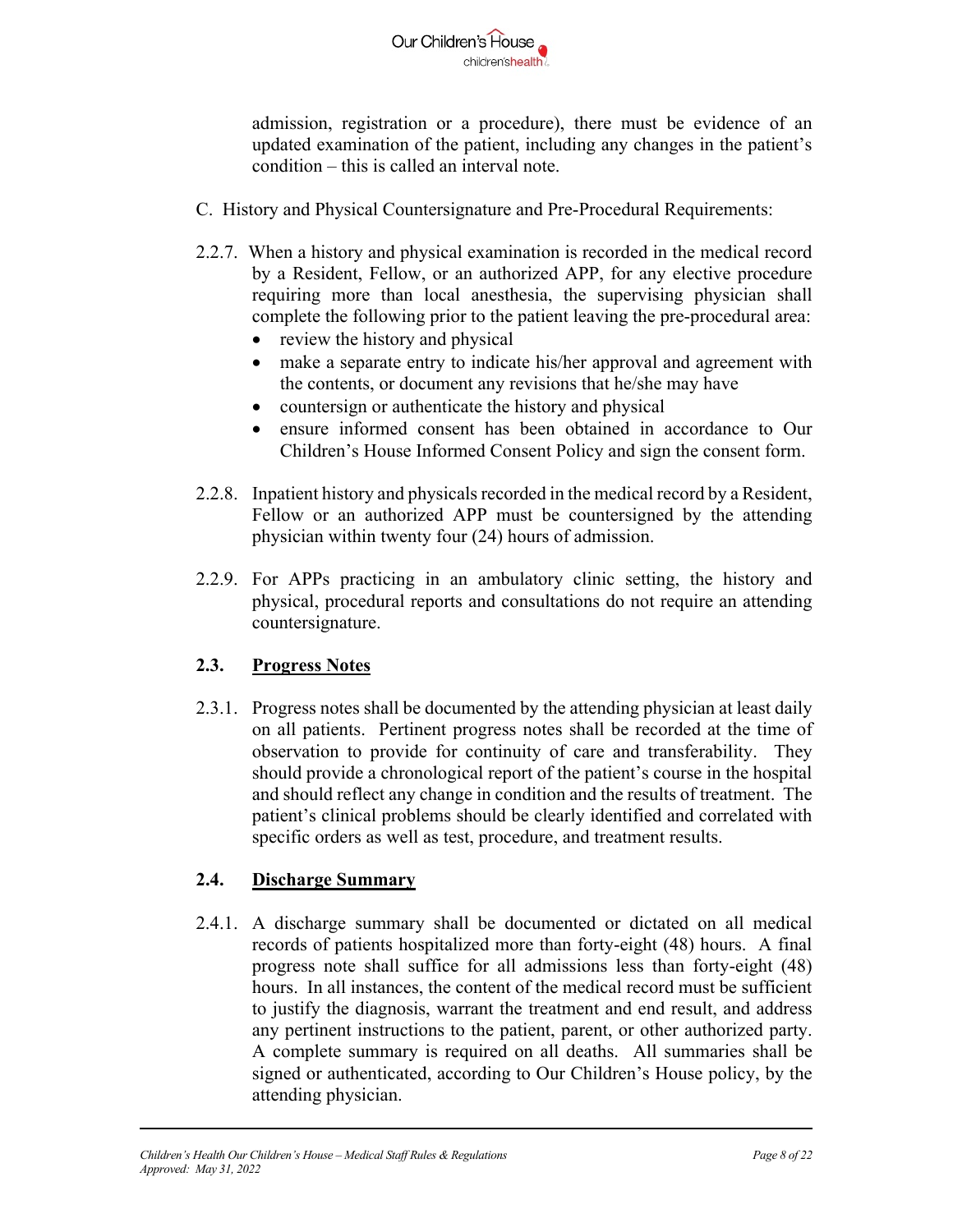admission, registration or a procedure), there must be evidence of an updated examination of the patient, including any changes in the patient's condition – this is called an interval note.

C. History and Physical Countersignature and Pre-Procedural Requirements:

2.2.7. When a history and physical examination is recorded in the medical record by a Resident, Fellow, or an authorized APP, for any elective procedure requiring more than local anesthesia, the supervising physician shall complete the following prior to the patient leaving the pre-procedural area:

- review the history and physical
- make a separate entry to indicate his/her approval and agreement with the contents, or document any revisions that he/she may have
- countersign or authenticate the history and physical
- ensure informed consent has been obtained in accordance to Our Children's House Informed Consent Policy and sign the consent form.

2.2.8. Inpatient history and physicals recorded in the medical record by a Resident, Fellow or an authorized APP must be countersigned by the attending physician within twenty four (24) hours of admission.

2.2.9. For APPs practicing in an ambulatory clinic setting, the history and physical, procedural reports and consultations do not require an attending countersignature.

## 2.3. Progress Notes

2.3.1. Progress notes shall be documented by the attending physician at least daily on all patients. Pertinent progress notes shall be recorded at the time of observation to provide for continuity of care and transferability. They should provide a chronological report of the patient's course in the hospital and should reflect any change in condition and the results of treatment. The patient's clinical problems should be clearly identified and correlated with specific orders as well as test, procedure, and treatment results.

## 2.4. Discharge Summary

2.4.1. A discharge summary shall be documented or dictated on all medical records of patients hospitalized more than forty-eight (48) hours. A final progress note shall suffice for all admissions less than forty-eight (48) hours. In all instances, the content of the medical record must be sufficient to justify the diagnosis, warrant the treatment and end result, and address any pertinent instructions to the patient, parent, or other authorized party. A complete summary is required on all deaths. All summaries shall be signed or authenticated, according to Our Children's House policy, by the attending physician.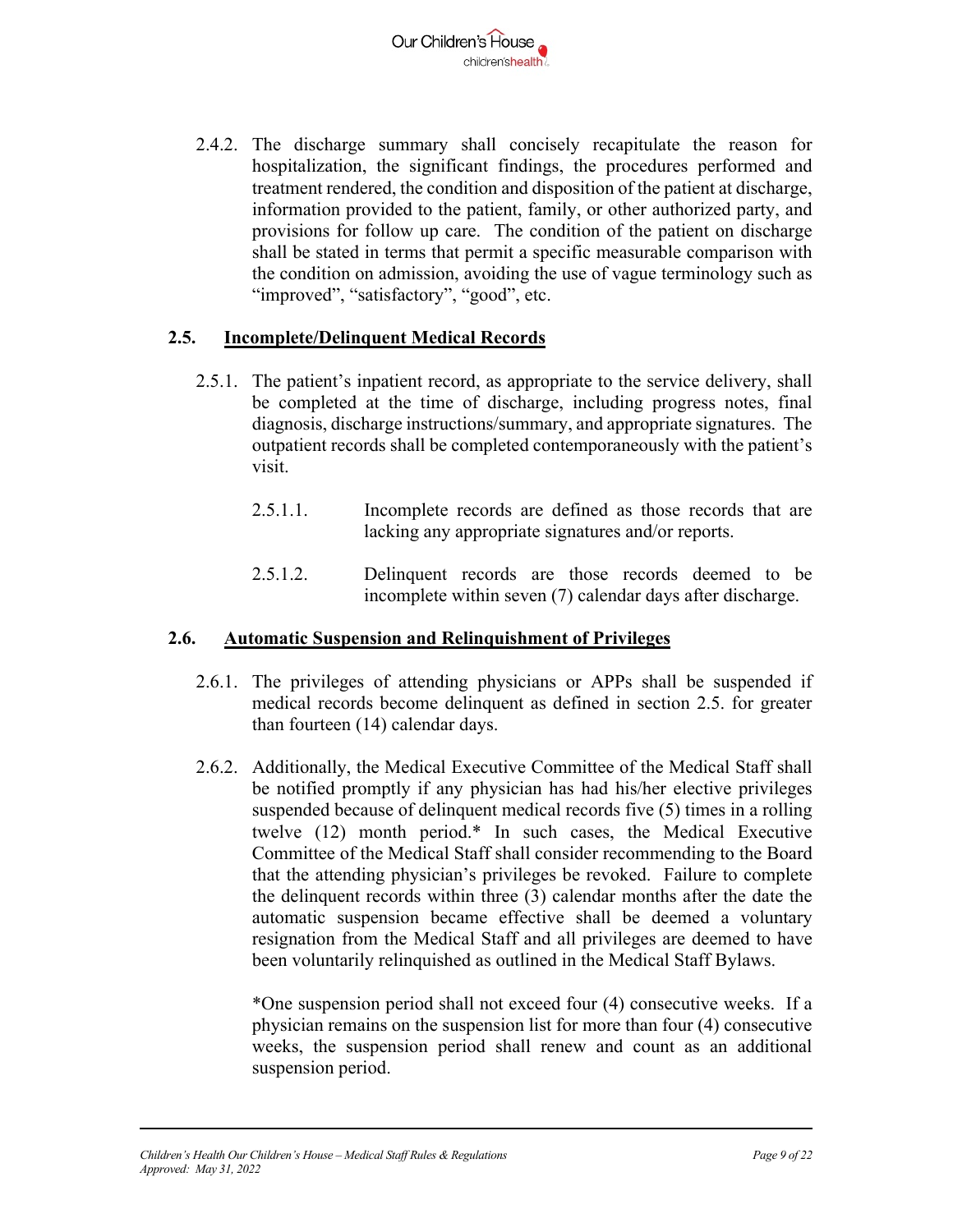2.4.2. The discharge summary shall concisely recapitulate the reason for hospitalization, the significant findings, the procedures performed and treatment rendered, the condition and disposition of the patient at discharge, information provided to the patient, family, or other authorized party, and provisions for follow up care. The condition of the patient on discharge shall be stated in terms that permit a specific measurable comparison with the condition on admission, avoiding the use of vague terminology such as "improved", "satisfactory", "good", etc.

## 2.5. Incomplete/Delinquent Medical Records

2.5.1. The patient's inpatient record, as appropriate to the service delivery, shall be completed at the time of discharge, including progress notes, final diagnosis, discharge instructions/summary, and appropriate signatures. The outpatient records shall be completed contemporaneously with the patient's visit.

2.5.1.1. Incomplete records are defined as those records that are lacking any appropriate signatures and/or reports.

2.5.1.2. Delinquent records are those records deemed to be incomplete within seven (7) calendar days after discharge.

## 2.6. Automatic Suspension and Relinquishment of Privileges

2.6.1. The privileges of attending physicians or APPs shall be suspended if medical records become delinquent as defined in section 2.5. for greater than fourteen (14) calendar days.

2.6.2. Additionally, the Medical Executive Committee of the Medical Staff shall be notified promptly if any physician has had his/her elective privileges suspended because of delinquent medical records five (5) times in a rolling twelve (12) month period.* In such cases, the Medical Executive Committee of the Medical Staff shall consider recommending to the Board that the attending physician's privileges be revoked. Failure to complete the delinquent records within three (3) calendar months after the date the automatic suspension became effective shall be deemed a voluntary resignation from the Medical Staff and all privileges are deemed to have been voluntarily relinquished as outlined in the Medical Staff Bylaws.

*One suspension period shall not exceed four (4) consecutive weeks. If a physician remains on the suspension list for more than four (4) consecutive weeks, the suspension period shall renew and count as an additional suspension period.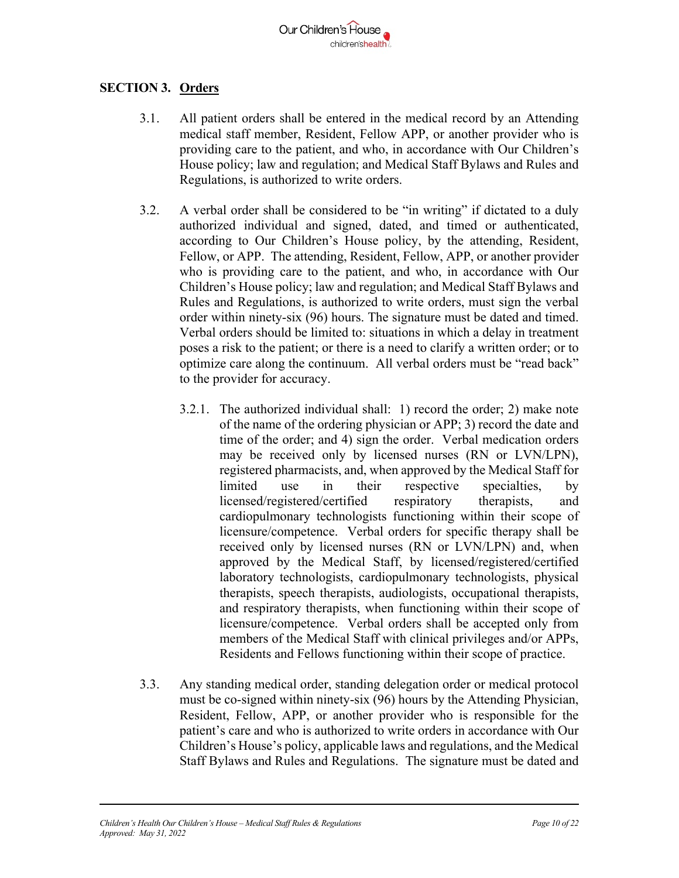## SECTION 3. Orders

3.1. All patient orders shall be entered in the medical record by an Attending medical staff member, Resident, Fellow APP, or another provider who is providing care to the patient, and who, in accordance with Our Children's House policy; law and regulation; and Medical Staff Bylaws and Rules and Regulations, is authorized to write orders.

3.2. A verbal order shall be considered to be "in writing" if dictated to a duly authorized individual and signed, dated, and timed or authenticated, according to Our Children's House policy, by the attending, Resident, Fellow, or APP. The attending, Resident, Fellow, APP, or another provider who is providing care to the patient, and who, in accordance with Our Children's House policy; law and regulation; and Medical Staff Bylaws and Rules and Regulations, is authorized to write orders, must sign the verbal order within ninety-six (96) hours. The signature must be dated and timed. Verbal orders should be limited to: situations in which a delay in treatment poses a risk to the patient; or there is a need to clarify a written order; or to optimize care along the continuum. All verbal orders must be "read back" to the provider for accuracy.

3.2.1. The authorized individual shall: 1) record the order; 2) make note of the name of the ordering physician or APP; 3) record the date and time of the order; and 4) sign the order. Verbal medication orders may be received only by licensed nurses (RN or LVN/LPN), registered pharmacists, and, when approved by the Medical Staff for limited use in their respective specialties, by licensed/registered/certified respiratory therapists, and cardiopulmonary technologists functioning within their scope of licensure/competence. Verbal orders for specific therapy shall be received only by licensed nurses (RN or LVN/LPN) and, when approved by the Medical Staff, by licensed/registered/certified laboratory technologists, cardiopulmonary technologists, physical therapists, speech therapists, audiologists, occupational therapists, and respiratory therapists, when functioning within their scope of licensure/competence. Verbal orders shall be accepted only from members of the Medical Staff with clinical privileges and/or APPs, Residents and Fellows functioning within their scope of practice.

3.3. Any standing medical order, standing delegation order or medical protocol must be co-signed within ninety-six (96) hours by the Attending Physician, Resident, Fellow, APP, or another provider who is responsible for the patient's care and who is authorized to write orders in accordance with Our Children's House's policy, applicable laws and regulations, and the Medical Staff Bylaws and Rules and Regulations. The signature must be dated and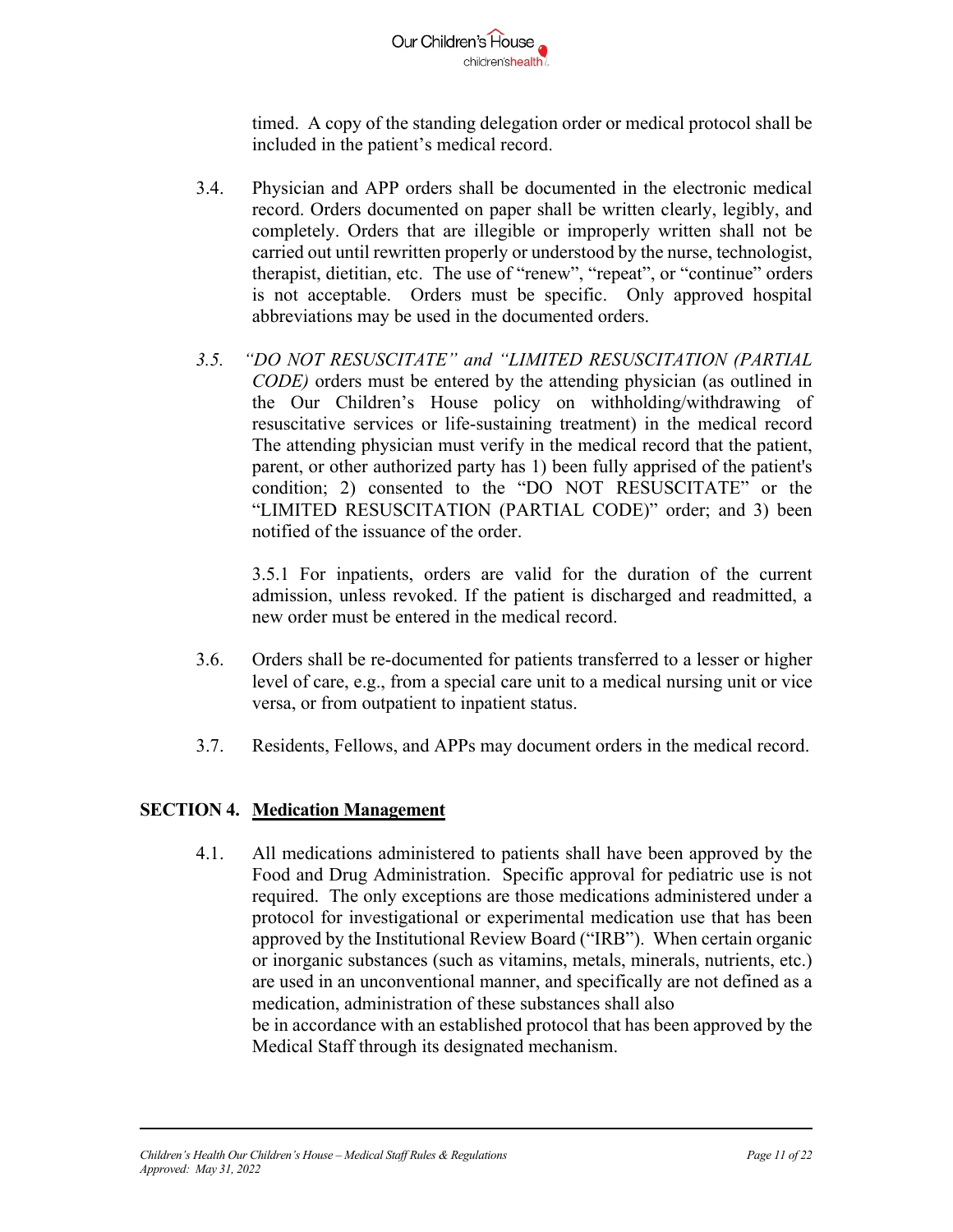timed. A copy of the standing delegation order or medical protocol shall be included in the patient's medical record.

3.4. Physician and APP orders shall be documented in the electronic medical record. Orders documented on paper shall be written clearly, legibly, and completely. Orders that are illegible or improperly written shall not be carried out until rewritten properly or understood by the nurse, technologist, therapist, dietitian, etc. The use of "renew", "repeat", or "continue" orders is not acceptable. Orders must be specific. Only approved hospital abbreviations may be used in the documented orders.

*3.5. "DO NOT RESUSCITATE" and "LIMITED RESUSCITATION (PARTIAL CODE)* orders must be entered by the attending physician (as outlined in the Our Children's House policy on withholding/withdrawing of resuscitative services or life-sustaining treatment) in the medical record The attending physician must verify in the medical record that the patient, parent, or other authorized party has 1) been fully apprised of the patient's condition; 2) consented to the "DO NOT RESUSCITATE" or the "LIMITED RESUSCITATION (PARTIAL CODE)" order; and 3) been notified of the issuance of the order.

3.5.1 For inpatients, orders are valid for the duration of the current admission, unless revoked. If the patient is discharged and readmitted, a new order must be entered in the medical record.

3.6. Orders shall be re-documented for patients transferred to a lesser or higher level of care, e.g., from a special care unit to a medical nursing unit or vice versa, or from outpatient to inpatient status.

3.7. Residents, Fellows, and APPs may document orders in the medical record.

## SECTION 4. Medication Management

4.1. All medications administered to patients shall have been approved by the Food and Drug Administration. Specific approval for pediatric use is not required. The only exceptions are those medications administered under a protocol for investigational or experimental medication use that has been approved by the Institutional Review Board ("IRB"). When certain organic or inorganic substances (such as vitamins, metals, minerals, nutrients, etc.) are used in an unconventional manner, and specifically are not defined as a medication, administration of these substances shall also be in accordance with an established protocol that has been approved by the Medical Staff through its designated mechanism.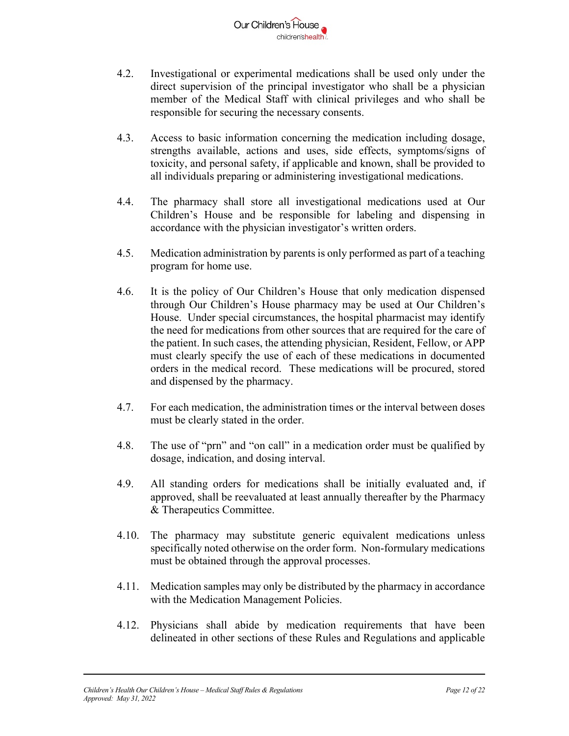4.2. Investigational or experimental medications shall be used only under the direct supervision of the principal investigator who shall be a physician member of the Medical Staff with clinical privileges and who shall be responsible for securing the necessary consents.

4.3. Access to basic information concerning the medication including dosage, strengths available, actions and uses, side effects, symptoms/signs of toxicity, and personal safety, if applicable and known, shall be provided to all individuals preparing or administering investigational medications.

4.4. The pharmacy shall store all investigational medications used at Our Children's House and be responsible for labeling and dispensing in accordance with the physician investigator's written orders.

4.5. Medication administration by parents is only performed as part of a teaching program for home use.

4.6. It is the policy of Our Children's House that only medication dispensed through Our Children's House pharmacy may be used at Our Children's House. Under special circumstances, the hospital pharmacist may identify the need for medications from other sources that are required for the care of the patient. In such cases, the attending physician, Resident, Fellow, or APP must clearly specify the use of each of these medications in documented orders in the medical record. These medications will be procured, stored and dispensed by the pharmacy.

4.7. For each medication, the administration times or the interval between doses must be clearly stated in the order.

4.8. The use of "prn" and "on call" in a medication order must be qualified by dosage, indication, and dosing interval.

4.9. All standing orders for medications shall be initially evaluated and, if approved, shall be reevaluated at least annually thereafter by the Pharmacy & Therapeutics Committee.

4.10. The pharmacy may substitute generic equivalent medications unless specifically noted otherwise on the order form. Non-formulary medications must be obtained through the approval processes.

4.11. Medication samples may only be distributed by the pharmacy in accordance with the Medication Management Policies.

4.12. Physicians shall abide by medication requirements that have been delineated in other sections of these Rules and Regulations and applicable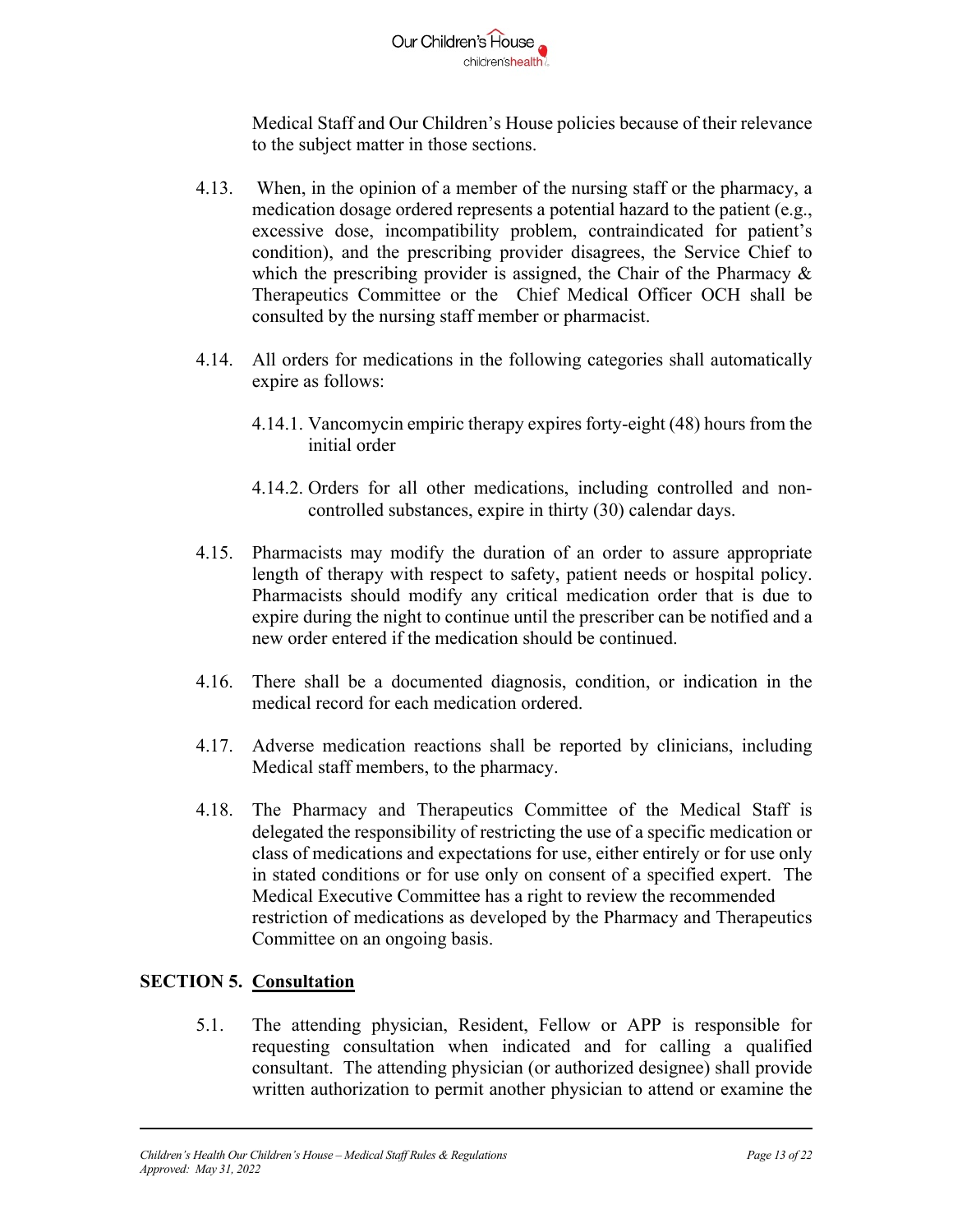Medical Staff and Our Children's House policies because of their relevance to the subject matter in those sections.

4.13. When, in the opinion of a member of the nursing staff or the pharmacy, a medication dosage ordered represents a potential hazard to the patient (e.g., excessive dose, incompatibility problem, contraindicated for patient's condition), and the prescribing provider disagrees, the Service Chief to which the prescribing provider is assigned, the Chair of the Pharmacy & Therapeutics Committee or the Chief Medical Officer OCH shall be consulted by the nursing staff member or pharmacist.

4.14. All orders for medications in the following categories shall automatically expire as follows:

4.14.1. Vancomycin empiric therapy expires forty-eight (48) hours from the initial order

4.14.2. Orders for all other medications, including controlled and non-controlled substances, expire in thirty (30) calendar days.

4.15. Pharmacists may modify the duration of an order to assure appropriate length of therapy with respect to safety, patient needs or hospital policy. Pharmacists should modify any critical medication order that is due to expire during the night to continue until the prescriber can be notified and a new order entered if the medication should be continued.

4.16. There shall be a documented diagnosis, condition, or indication in the medical record for each medication ordered.

4.17. Adverse medication reactions shall be reported by clinicians, including Medical staff members, to the pharmacy.

4.18. The Pharmacy and Therapeutics Committee of the Medical Staff is delegated the responsibility of restricting the use of a specific medication or class of medications and expectations for use, either entirely or for use only in stated conditions or for use only on consent of a specified expert. The Medical Executive Committee has a right to review the recommended restriction of medications as developed by the Pharmacy and Therapeutics Committee on an ongoing basis.

## SECTION 5. Consultation

5.1. The attending physician, Resident, Fellow or APP is responsible for requesting consultation when indicated and for calling a qualified consultant. The attending physician (or authorized designee) shall provide written authorization to permit another physician to attend or examine the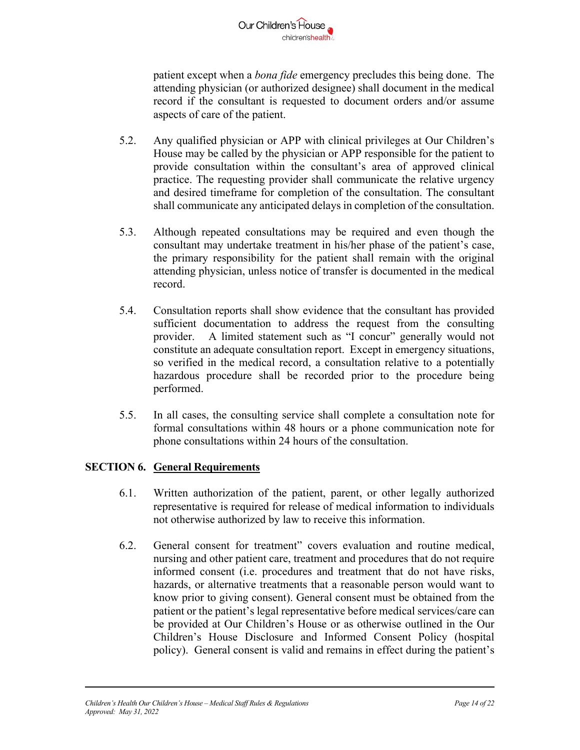patient except when a *bona fide* emergency precludes this being done. The attending physician (or authorized designee) shall document in the medical record if the consultant is requested to document orders and/or assume aspects of care of the patient.

5.2. Any qualified physician or APP with clinical privileges at Our Children's House may be called by the physician or APP responsible for the patient to provide consultation within the consultant's area of approved clinical practice. The requesting provider shall communicate the relative urgency and desired timeframe for completion of the consultation. The consultant shall communicate any anticipated delays in completion of the consultation.

5.3. Although repeated consultations may be required and even though the consultant may undertake treatment in his/her phase of the patient's case, the primary responsibility for the patient shall remain with the original attending physician, unless notice of transfer is documented in the medical record.

5.4. Consultation reports shall show evidence that the consultant has provided sufficient documentation to address the request from the consulting provider. A limited statement such as "I concur" generally would not constitute an adequate consultation report. Except in emergency situations, so verified in the medical record, a consultation relative to a potentially hazardous procedure shall be recorded prior to the procedure being performed.

5.5. In all cases, the consulting service shall complete a consultation note for formal consultations within 48 hours or a phone communication note for phone consultations within 24 hours of the consultation.

## SECTION 6. General Requirements

6.1. Written authorization of the patient, parent, or other legally authorized representative is required for release of medical information to individuals not otherwise authorized by law to receive this information.

6.2. General consent for treatment" covers evaluation and routine medical, nursing and other patient care, treatment and procedures that do not require informed consent (i.e. procedures and treatment that do not have risks, hazards, or alternative treatments that a reasonable person would want to know prior to giving consent). General consent must be obtained from the patient or the patient's legal representative before medical services/care can be provided at Our Children's House or as otherwise outlined in the Our Children's House Disclosure and Informed Consent Policy (hospital policy). General consent is valid and remains in effect during the patient's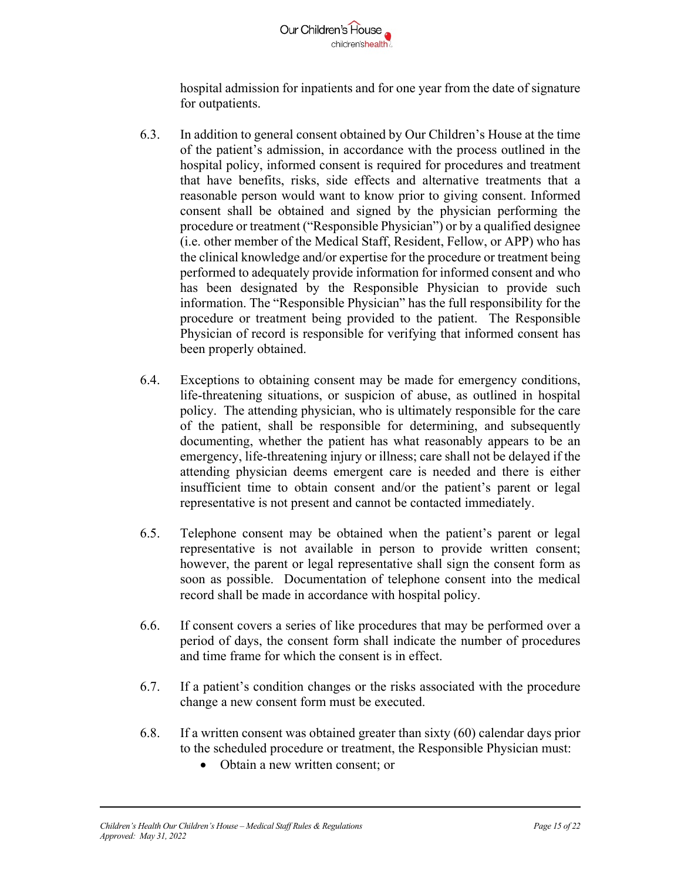hospital admission for inpatients and for one year from the date of signature for outpatients.

6.3. In addition to general consent obtained by Our Children's House at the time of the patient's admission, in accordance with the process outlined in the hospital policy, informed consent is required for procedures and treatment that have benefits, risks, side effects and alternative treatments that a reasonable person would want to know prior to giving consent. Informed consent shall be obtained and signed by the physician performing the procedure or treatment ("Responsible Physician") or by a qualified designee (i.e. other member of the Medical Staff, Resident, Fellow, or APP) who has the clinical knowledge and/or expertise for the procedure or treatment being performed to adequately provide information for informed consent and who has been designated by the Responsible Physician to provide such information. The "Responsible Physician" has the full responsibility for the procedure or treatment being provided to the patient. The Responsible Physician of record is responsible for verifying that informed consent has been properly obtained.

6.4. Exceptions to obtaining consent may be made for emergency conditions, life-threatening situations, or suspicion of abuse, as outlined in hospital policy. The attending physician, who is ultimately responsible for the care of the patient, shall be responsible for determining, and subsequently documenting, whether the patient has what reasonably appears to be an emergency, life-threatening injury or illness; care shall not be delayed if the attending physician deems emergent care is needed and there is either insufficient time to obtain consent and/or the patient's parent or legal representative is not present and cannot be contacted immediately.

6.5. Telephone consent may be obtained when the patient's parent or legal representative is not available in person to provide written consent; however, the parent or legal representative shall sign the consent form as soon as possible. Documentation of telephone consent into the medical record shall be made in accordance with hospital policy.

6.6. If consent covers a series of like procedures that may be performed over a period of days, the consent form shall indicate the number of procedures and time frame for which the consent is in effect.

6.7. If a patient's condition changes or the risks associated with the procedure change a new consent form must be executed.

6.8. If a written consent was obtained greater than sixty (60) calendar days prior to the scheduled procedure or treatment, the Responsible Physician must:

- Obtain a new written consent; or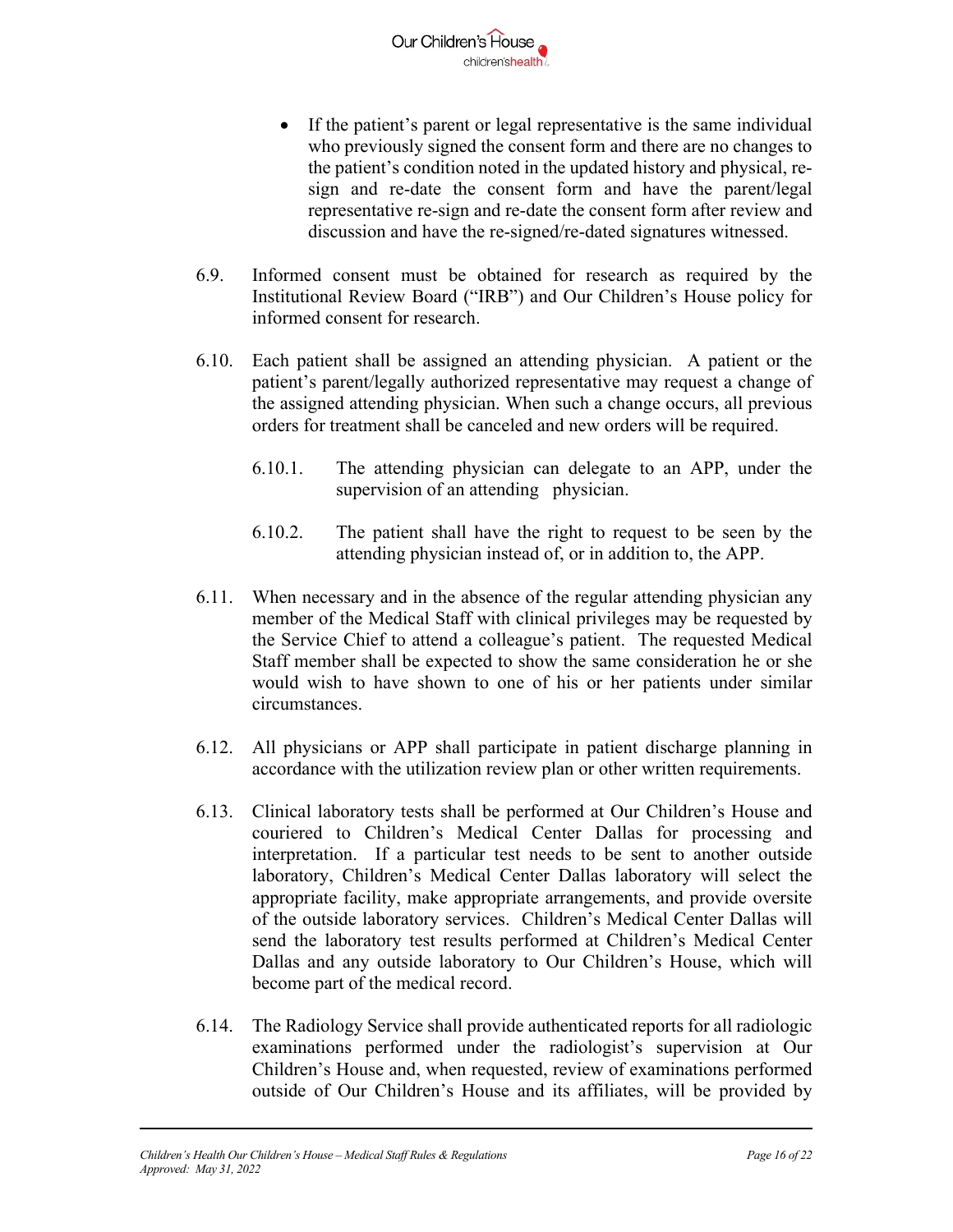- If the patient's parent or legal representative is the same individual who previously signed the consent form and there are no changes to the patient's condition noted in the updated history and physical, re-sign and re-date the consent form and have the parent/legal representative re-sign and re-date the consent form after review and discussion and have the re-signed/re-dated signatures witnessed.

6.9. Informed consent must be obtained for research as required by the Institutional Review Board ("IRB") and Our Children's House policy for informed consent for research.

6.10. Each patient shall be assigned an attending physician. A patient or the patient's parent/legally authorized representative may request a change of the assigned attending physician. When such a change occurs, all previous orders for treatment shall be canceled and new orders will be required.

6.10.1. The attending physician can delegate to an APP, under the supervision of an attending physician.

6.10.2. The patient shall have the right to request to be seen by the attending physician instead of, or in addition to, the APP.

6.11. When necessary and in the absence of the regular attending physician any member of the Medical Staff with clinical privileges may be requested by the Service Chief to attend a colleague's patient. The requested Medical Staff member shall be expected to show the same consideration he or she would wish to have shown to one of his or her patients under similar circumstances.

6.12. All physicians or APP shall participate in patient discharge planning in accordance with the utilization review plan or other written requirements.

6.13. Clinical laboratory tests shall be performed at Our Children's House and couriered to Children's Medical Center Dallas for processing and interpretation. If a particular test needs to be sent to another outside laboratory, Children's Medical Center Dallas laboratory will select the appropriate facility, make appropriate arrangements, and provide oversite of the outside laboratory services. Children's Medical Center Dallas will send the laboratory test results performed at Children's Medical Center Dallas and any outside laboratory to Our Children's House, which will become part of the medical record.

6.14. The Radiology Service shall provide authenticated reports for all radiologic examinations performed under the radiologist's supervision at Our Children's House and, when requested, review of examinations performed outside of Our Children's House and its affiliates, will be provided by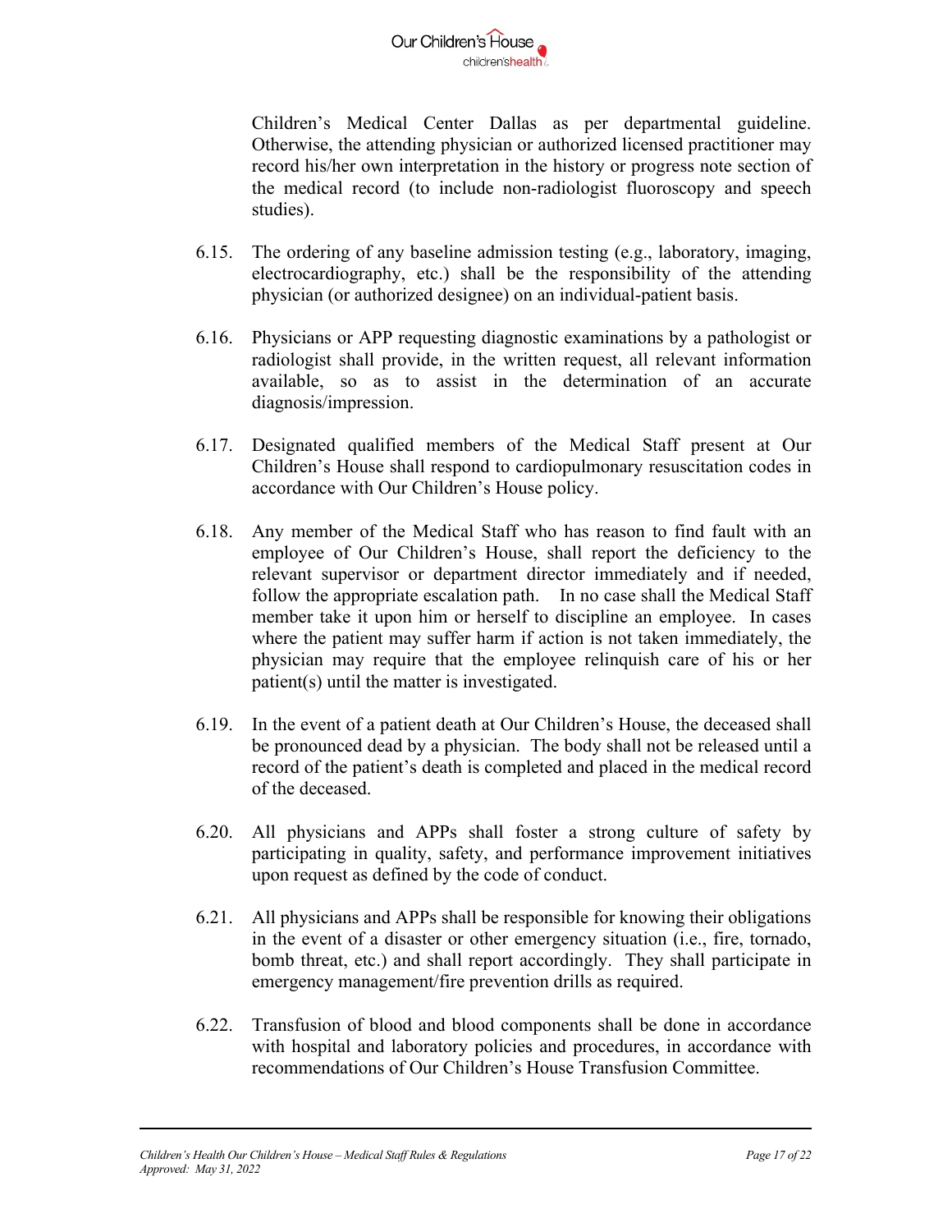Children's Medical Center Dallas as per departmental guideline. Otherwise, the attending physician or authorized licensed practitioner may record his/her own interpretation in the history or progress note section of the medical record (to include non-radiologist fluoroscopy and speech studies).

6.15. The ordering of any baseline admission testing (e.g., laboratory, imaging, electrocardiography, etc.) shall be the responsibility of the attending physician (or authorized designee) on an individual-patient basis.

6.16. Physicians or APP requesting diagnostic examinations by a pathologist or radiologist shall provide, in the written request, all relevant information available, so as to assist in the determination of an accurate diagnosis/impression.

6.17. Designated qualified members of the Medical Staff present at Our Children's House shall respond to cardiopulmonary resuscitation codes in accordance with Our Children's House policy.

6.18. Any member of the Medical Staff who has reason to find fault with an employee of Our Children's House, shall report the deficiency to the relevant supervisor or department director immediately and if needed, follow the appropriate escalation path. In no case shall the Medical Staff member take it upon him or herself to discipline an employee. In cases where the patient may suffer harm if action is not taken immediately, the physician may require that the employee relinquish care of his or her patient(s) until the matter is investigated.

6.19. In the event of a patient death at Our Children's House, the deceased shall be pronounced dead by a physician. The body shall not be released until a record of the patient's death is completed and placed in the medical record of the deceased.

6.20. All physicians and APPs shall foster a strong culture of safety by participating in quality, safety, and performance improvement initiatives upon request as defined by the code of conduct.

6.21. All physicians and APPs shall be responsible for knowing their obligations in the event of a disaster or other emergency situation (i.e., fire, tornado, bomb threat, etc.) and shall report accordingly. They shall participate in emergency management/fire prevention drills as required.

6.22. Transfusion of blood and blood components shall be done in accordance with hospital and laboratory policies and procedures, in accordance with recommendations of Our Children's House Transfusion Committee.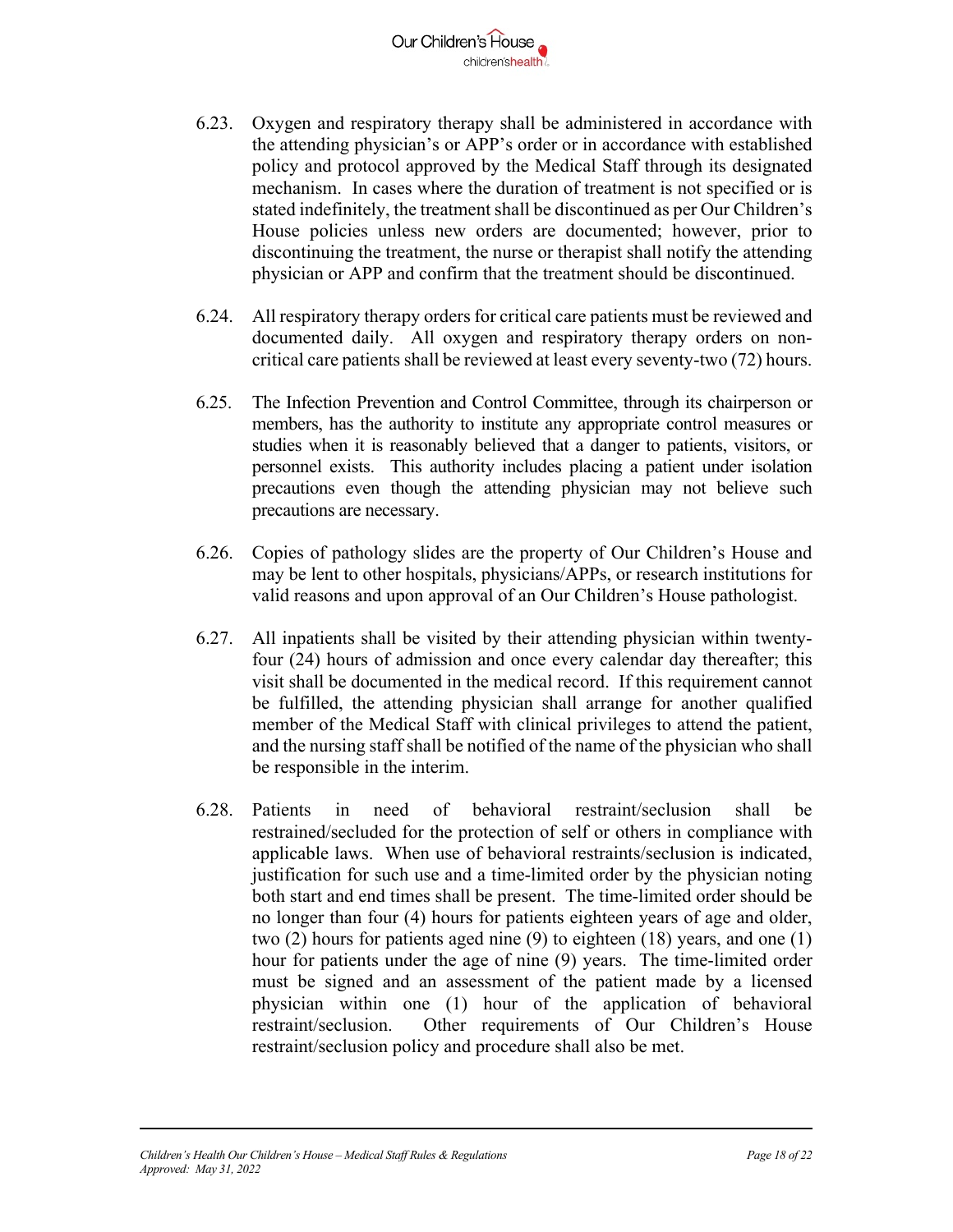6.23. Oxygen and respiratory therapy shall be administered in accordance with the attending physician's or APP's order or in accordance with established policy and protocol approved by the Medical Staff through its designated mechanism. In cases where the duration of treatment is not specified or is stated indefinitely, the treatment shall be discontinued as per Our Children's House policies unless new orders are documented; however, prior to discontinuing the treatment, the nurse or therapist shall notify the attending physician or APP and confirm that the treatment should be discontinued.

6.24. All respiratory therapy orders for critical care patients must be reviewed and documented daily. All oxygen and respiratory therapy orders on non-critical care patients shall be reviewed at least every seventy-two (72) hours.

6.25. The Infection Prevention and Control Committee, through its chairperson or members, has the authority to institute any appropriate control measures or studies when it is reasonably believed that a danger to patients, visitors, or personnel exists. This authority includes placing a patient under isolation precautions even though the attending physician may not believe such precautions are necessary.

6.26. Copies of pathology slides are the property of Our Children's House and may be lent to other hospitals, physicians/APPs, or research institutions for valid reasons and upon approval of an Our Children's House pathologist.

6.27. All inpatients shall be visited by their attending physician within twenty-four (24) hours of admission and once every calendar day thereafter; this visit shall be documented in the medical record. If this requirement cannot be fulfilled, the attending physician shall arrange for another qualified member of the Medical Staff with clinical privileges to attend the patient, and the nursing staff shall be notified of the name of the physician who shall be responsible in the interim.

6.28. Patients in need of behavioral restraint/seclusion shall be restrained/secluded for the protection of self or others in compliance with applicable laws. When use of behavioral restraints/seclusion is indicated, justification for such use and a time-limited order by the physician noting both start and end times shall be present. The time-limited order should be no longer than four (4) hours for patients eighteen years of age and older, two (2) hours for patients aged nine (9) to eighteen (18) years, and one (1) hour for patients under the age of nine (9) years. The time-limited order must be signed and an assessment of the patient made by a licensed physician within one (1) hour of the application of behavioral restraint/seclusion. Other requirements of Our Children's House restraint/seclusion policy and procedure shall also be met.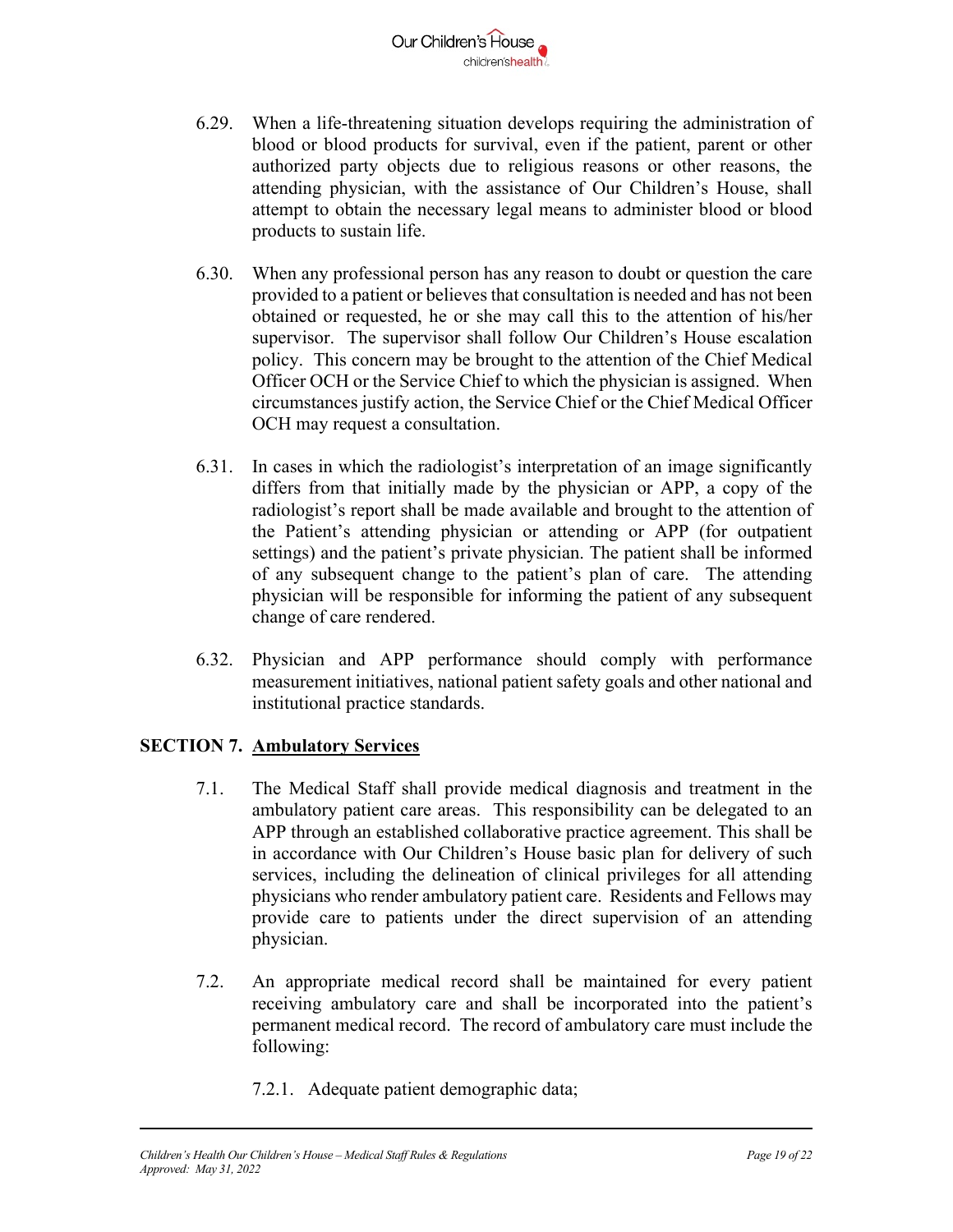6.29. When a life-threatening situation develops requiring the administration of blood or blood products for survival, even if the patient, parent or other authorized party objects due to religious reasons or other reasons, the attending physician, with the assistance of Our Children's House, shall attempt to obtain the necessary legal means to administer blood or blood products to sustain life.

6.30. When any professional person has any reason to doubt or question the care provided to a patient or believes that consultation is needed and has not been obtained or requested, he or she may call this to the attention of his/her supervisor. The supervisor shall follow Our Children's House escalation policy. This concern may be brought to the attention of the Chief Medical Officer OCH or the Service Chief to which the physician is assigned. When circumstances justify action, the Service Chief or the Chief Medical Officer OCH may request a consultation.

6.31. In cases in which the radiologist's interpretation of an image significantly differs from that initially made by the physician or APP, a copy of the radiologist's report shall be made available and brought to the attention of the Patient's attending physician or attending or APP (for outpatient settings) and the patient's private physician. The patient shall be informed of any subsequent change to the patient's plan of care. The attending physician will be responsible for informing the patient of any subsequent change of care rendered.

6.32. Physician and APP performance should comply with performance measurement initiatives, national patient safety goals and other national and institutional practice standards.

## SECTION 7. Ambulatory Services

7.1. The Medical Staff shall provide medical diagnosis and treatment in the ambulatory patient care areas. This responsibility can be delegated to an APP through an established collaborative practice agreement. This shall be in accordance with Our Children's House basic plan for delivery of such services, including the delineation of clinical privileges for all attending physicians who render ambulatory patient care. Residents and Fellows may provide care to patients under the direct supervision of an attending physician.

7.2. An appropriate medical record shall be maintained for every patient receiving ambulatory care and shall be incorporated into the patient's permanent medical record. The record of ambulatory care must include the following:

7.2.1. Adequate patient demographic data;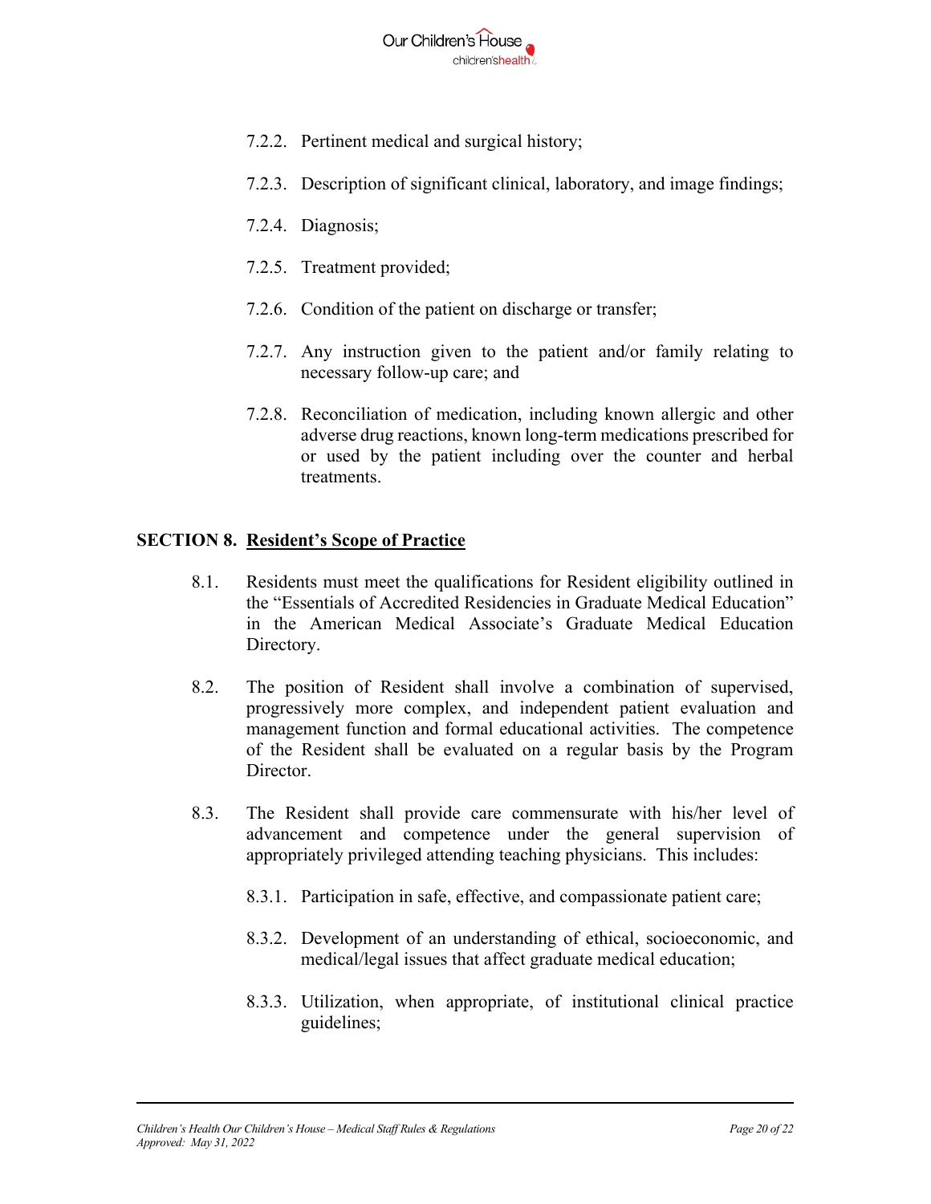7.2.2. Pertinent medical and surgical history;

7.2.3. Description of significant clinical, laboratory, and image findings;

7.2.4. Diagnosis;

7.2.5. Treatment provided;

7.2.6. Condition of the patient on discharge or transfer;

7.2.7. Any instruction given to the patient and/or family relating to necessary follow-up care; and

7.2.8. Reconciliation of medication, including known allergic and other adverse drug reactions, known long-term medications prescribed for or used by the patient including over the counter and herbal treatments.

## SECTION 8. Resident's Scope of Practice

8.1. Residents must meet the qualifications for Resident eligibility outlined in the "Essentials of Accredited Residencies in Graduate Medical Education" in the American Medical Associate's Graduate Medical Education Directory.

8.2. The position of Resident shall involve a combination of supervised, progressively more complex, and independent patient evaluation and management function and formal educational activities. The competence of the Resident shall be evaluated on a regular basis by the Program Director.

8.3. The Resident shall provide care commensurate with his/her level of advancement and competence under the general supervision of appropriately privileged attending teaching physicians. This includes:

8.3.1. Participation in safe, effective, and compassionate patient care;

8.3.2. Development of an understanding of ethical, socioeconomic, and medical/legal issues that affect graduate medical education;

8.3.3. Utilization, when appropriate, of institutional clinical practice guidelines;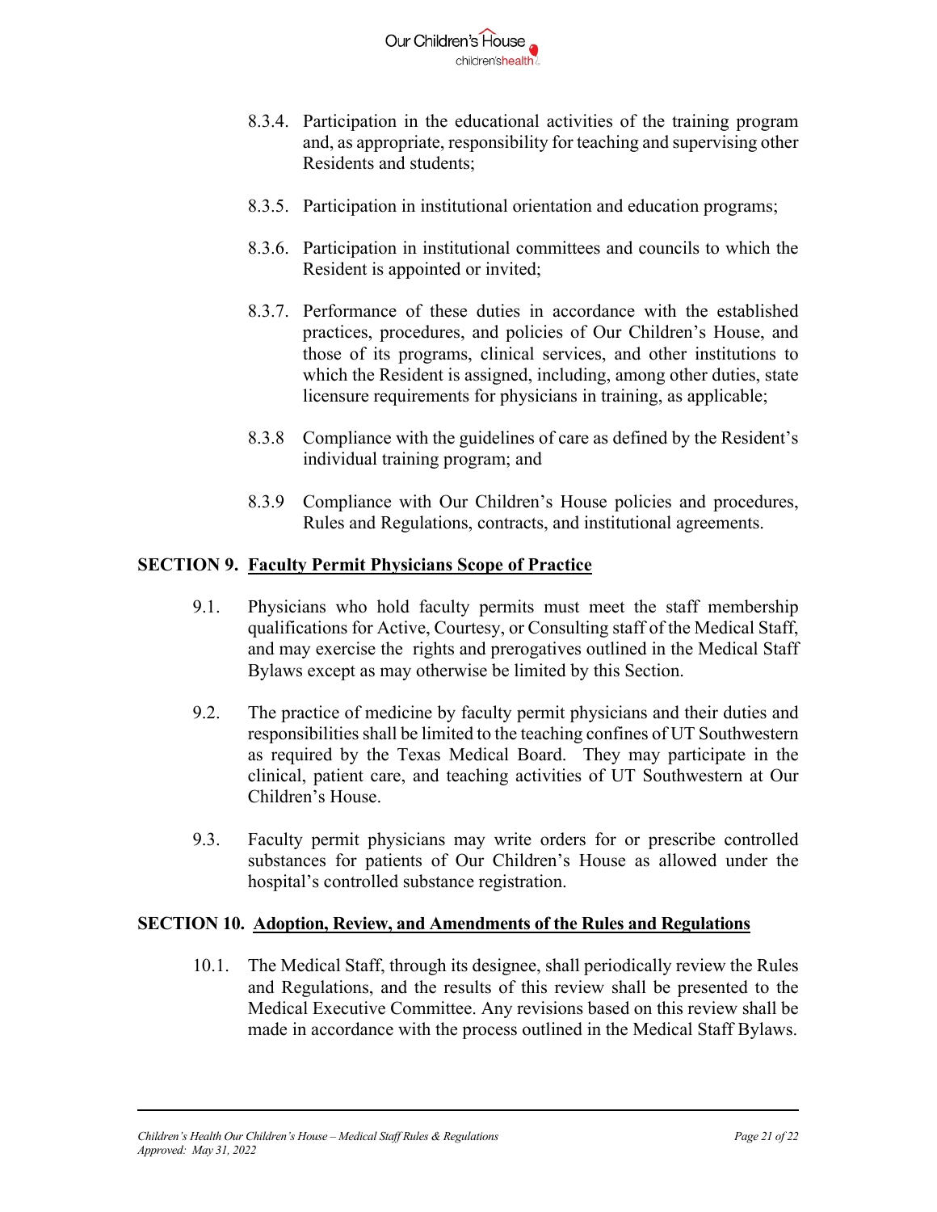8.3.4. Participation in the educational activities of the training program and, as appropriate, responsibility for teaching and supervising other Residents and students;

8.3.5. Participation in institutional orientation and education programs;

8.3.6. Participation in institutional committees and councils to which the Resident is appointed or invited;

8.3.7. Performance of these duties in accordance with the established practices, procedures, and policies of Our Children's House, and those of its programs, clinical services, and other institutions to which the Resident is assigned, including, among other duties, state licensure requirements for physicians in training, as applicable;

8.3.8 Compliance with the guidelines of care as defined by the Resident's individual training program; and

8.3.9 Compliance with Our Children's House policies and procedures, Rules and Regulations, contracts, and institutional agreements.

## SECTION 9. Faculty Permit Physicians Scope of Practice

9.1. Physicians who hold faculty permits must meet the staff membership qualifications for Active, Courtesy, or Consulting staff of the Medical Staff, and may exercise the rights and prerogatives outlined in the Medical Staff Bylaws except as may otherwise be limited by this Section.

9.2. The practice of medicine by faculty permit physicians and their duties and responsibilities shall be limited to the teaching confines of UT Southwestern as required by the Texas Medical Board. They may participate in the clinical, patient care, and teaching activities of UT Southwestern at Our Children's House.

9.3. Faculty permit physicians may write orders for or prescribe controlled substances for patients of Our Children's House as allowed under the hospital's controlled substance registration.

## SECTION 10. Adoption, Review, and Amendments of the Rules and Regulations

10.1. The Medical Staff, through its designee, shall periodically review the Rules and Regulations, and the results of this review shall be presented to the Medical Executive Committee. Any revisions based on this review shall be made in accordance with the process outlined in the Medical Staff Bylaws.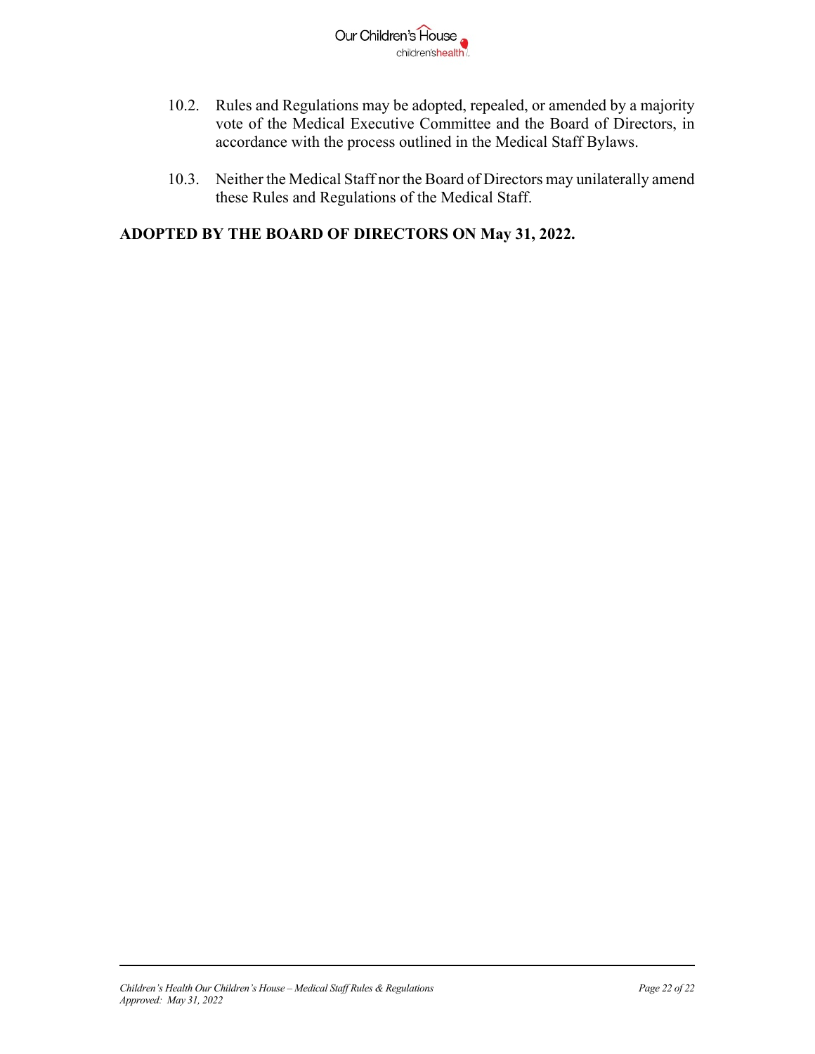10.2. Rules and Regulations may be adopted, repealed, or amended by a majority vote of the Medical Executive Committee and the Board of Directors, in accordance with the process outlined in the Medical Staff Bylaws.

10.3. Neither the Medical Staff nor the Board of Directors may unilaterally amend these Rules and Regulations of the Medical Staff.

**ADOPTED BY THE BOARD OF DIRECTORS ON May 31, 2022.**